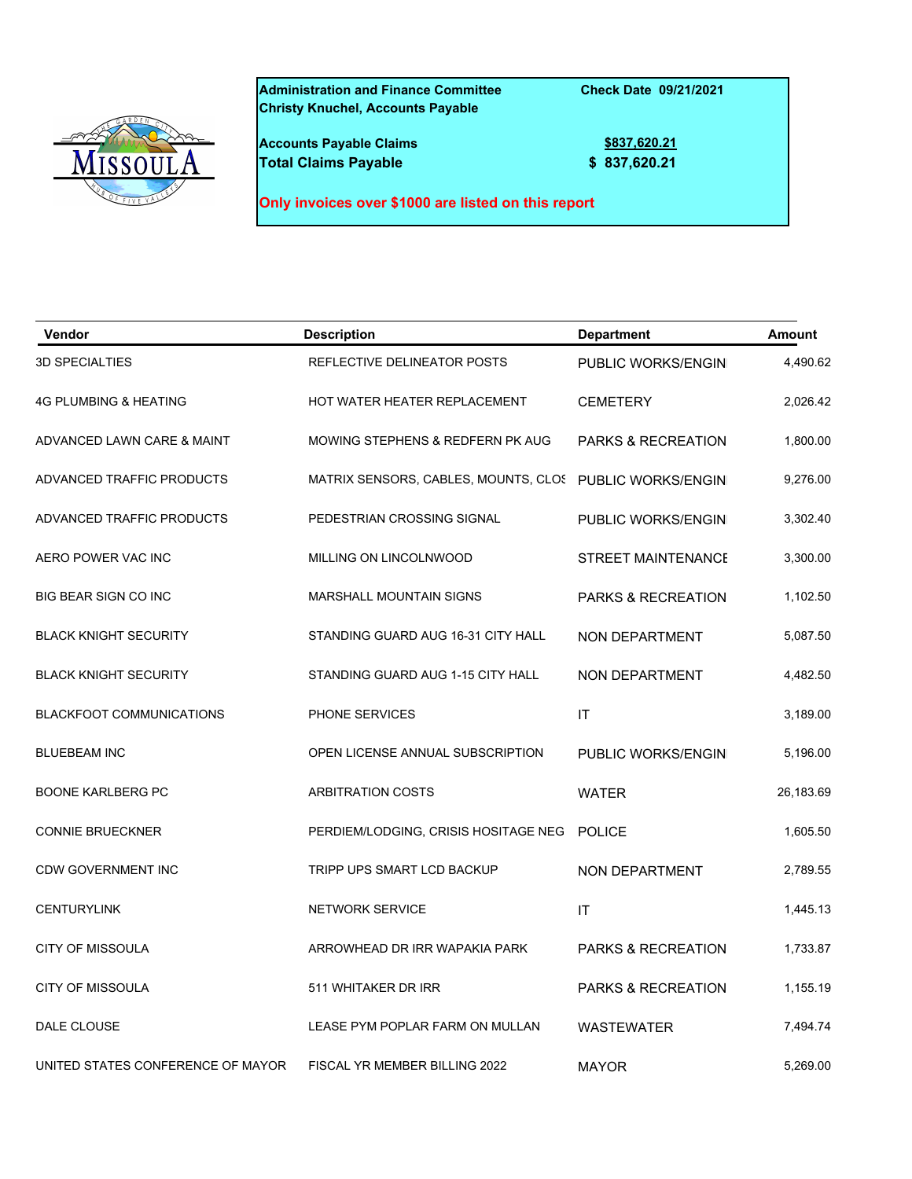**Administration and Finance Committee** **Check Date 09/21/2021**
**Christy Knuchel, Accounts Payable**

**Accounts Payable Claims** **$837,620.21**
**Total Claims Payable** **$ 837,620.21**

**Only invoices over $1000 are listed on this report**

| Vendor | Description | Department | Amount |
|---|---|---|---|
| 3D SPECIALTIES | REFLECTIVE DELINEATOR POSTS | PUBLIC WORKS/ENGIN | 4,490.62 |
| 4G PLUMBING & HEATING | HOT WATER HEATER REPLACEMENT | CEMETERY | 2,026.42 |
| ADVANCED LAWN CARE & MAINT | MOWING STEPHENS & REDFERN PK AUG | PARKS & RECREATION | 1,800.00 |
| ADVANCED TRAFFIC PRODUCTS | MATRIX SENSORS, CABLES, MOUNTS, CLOS | PUBLIC WORKS/ENGIN | 9,276.00 |
| ADVANCED TRAFFIC PRODUCTS | PEDESTRIAN CROSSING SIGNAL | PUBLIC WORKS/ENGIN | 3,302.40 |
| AERO POWER VAC INC | MILLING ON LINCOLNWOOD | STREET MAINTENANCE | 3,300.00 |
| BIG BEAR SIGN CO INC | MARSHALL MOUNTAIN SIGNS | PARKS & RECREATION | 1,102.50 |
| BLACK KNIGHT SECURITY | STANDING GUARD AUG 16-31 CITY HALL | NON DEPARTMENT | 5,087.50 |
| BLACK KNIGHT SECURITY | STANDING GUARD AUG 1-15 CITY HALL | NON DEPARTMENT | 4,482.50 |
| BLACKFOOT COMMUNICATIONS | PHONE SERVICES | IT | 3,189.00 |
| BLUEBEAM INC | OPEN LICENSE ANNUAL SUBSCRIPTION | PUBLIC WORKS/ENGIN | 5,196.00 |
| BOONE KARLBERG PC | ARBITRATION COSTS | WATER | 26,183.69 |
| CONNIE BRUECKNER | PERDIEM/LODGING, CRISIS HOSITAGE NEG | POLICE | 1,605.50 |
| CDW GOVERNMENT INC | TRIPP UPS SMART LCD BACKUP | NON DEPARTMENT | 2,789.55 |
| CENTURYLINK | NETWORK SERVICE | IT | 1,445.13 |
| CITY OF MISSOULA | ARROWHEAD DR IRR WAPAKIA PARK | PARKS & RECREATION | 1,733.87 |
| CITY OF MISSOULA | 511 WHITAKER DR IRR | PARKS & RECREATION | 1,155.19 |
| DALE CLOUSE | LEASE PYM POPLAR FARM ON MULLAN | WASTEWATER | 7,494.74 |
| UNITED STATES CONFERENCE OF MAYOR | FISCAL YR MEMBER BILLING 2022 | MAYOR | 5,269.00 |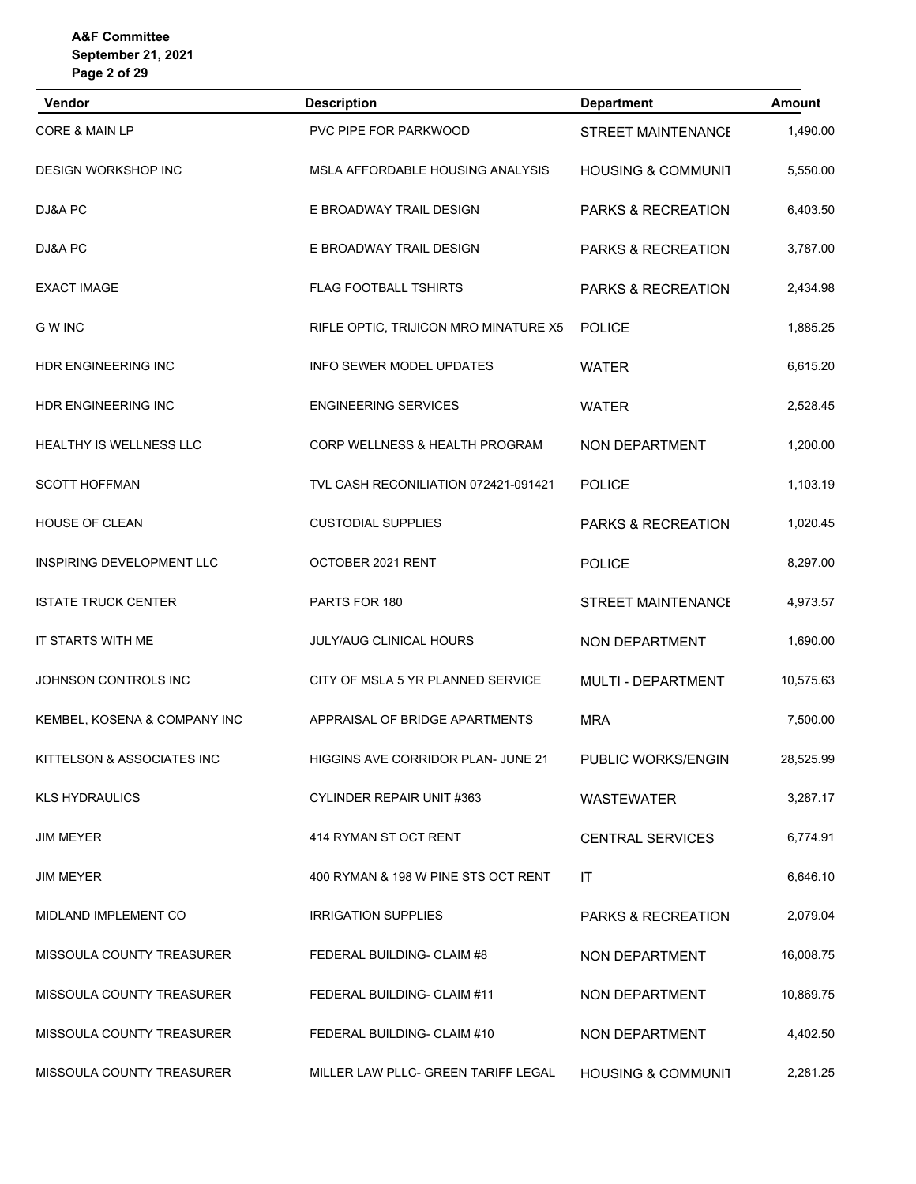| Vendor | Description | Department | Amount |
|---|---|---|---|
| CORE & MAIN LP | PVC PIPE FOR PARKWOOD | STREET MAINTENANCE | 1,490.00 |
| DESIGN WORKSHOP INC | MSLA AFFORDABLE HOUSING ANALYSIS | HOUSING & COMMUNIT | 5,550.00 |
| DJ&A PC | E BROADWAY TRAIL DESIGN | PARKS & RECREATION | 6,403.50 |
| DJ&A PC | E BROADWAY TRAIL DESIGN | PARKS & RECREATION | 3,787.00 |
| EXACT IMAGE | FLAG FOOTBALL TSHIRTS | PARKS & RECREATION | 2,434.98 |
| G W INC | RIFLE OPTIC, TRIJICON MRO MINATURE X5 | POLICE | 1,885.25 |
| HDR ENGINEERING INC | INFO SEWER MODEL UPDATES | WATER | 6,615.20 |
| HDR ENGINEERING INC | ENGINEERING SERVICES | WATER | 2,528.45 |
| HEALTHY IS WELLNESS LLC | CORP WELLNESS & HEALTH PROGRAM | NON DEPARTMENT | 1,200.00 |
| SCOTT HOFFMAN | TVL CASH RECONILIATION 072421-091421 | POLICE | 1,103.19 |
| HOUSE OF CLEAN | CUSTODIAL SUPPLIES | PARKS & RECREATION | 1,020.45 |
| INSPIRING DEVELOPMENT LLC | OCTOBER 2021 RENT | POLICE | 8,297.00 |
| ISTATE TRUCK CENTER | PARTS FOR 180 | STREET MAINTENANCE | 4,973.57 |
| IT STARTS WITH ME | JULY/AUG CLINICAL HOURS | NON DEPARTMENT | 1,690.00 |
| JOHNSON CONTROLS INC | CITY OF MSLA 5 YR PLANNED SERVICE | MULTI - DEPARTMENT | 10,575.63 |
| KEMBEL, KOSENA & COMPANY INC | APPRAISAL OF BRIDGE APARTMENTS | MRA | 7,500.00 |
| KITTELSON & ASSOCIATES INC | HIGGINS AVE CORRIDOR PLAN- JUNE 21 | PUBLIC WORKS/ENGIN | 28,525.99 |
| KLS HYDRAULICS | CYLINDER REPAIR UNIT #363 | WASTEWATER | 3,287.17 |
| JIM MEYER | 414 RYMAN ST OCT RENT | CENTRAL SERVICES | 6,774.91 |
| JIM MEYER | 400 RYMAN & 198 W PINE STS OCT RENT | IT | 6,646.10 |
| MIDLAND IMPLEMENT CO | IRRIGATION SUPPLIES | PARKS & RECREATION | 2,079.04 |
| MISSOULA COUNTY TREASURER | FEDERAL BUILDING- CLAIM #8 | NON DEPARTMENT | 16,008.75 |
| MISSOULA COUNTY TREASURER | FEDERAL BUILDING- CLAIM #11 | NON DEPARTMENT | 10,869.75 |
| MISSOULA COUNTY TREASURER | FEDERAL BUILDING- CLAIM #10 | NON DEPARTMENT | 4,402.50 |
| MISSOULA COUNTY TREASURER | MILLER LAW PLLC- GREEN TARIFF LEGAL | HOUSING & COMMUNIT | 2,281.25 |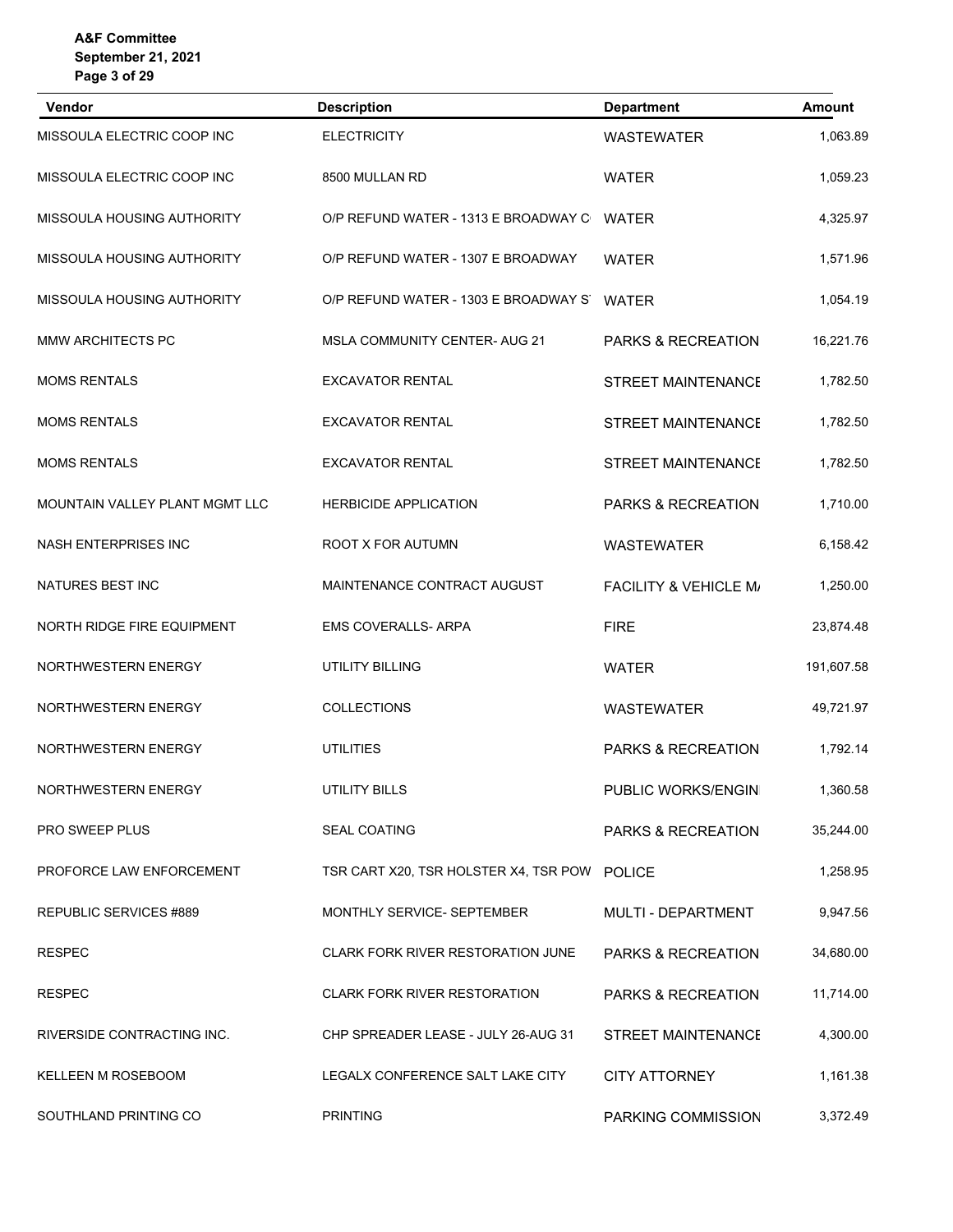| Vendor | Description | Department | Amount |
|---|---|---|---|
| MISSOULA ELECTRIC COOP INC | ELECTRICITY | WASTEWATER | 1,063.89 |
| MISSOULA ELECTRIC COOP INC | 8500 MULLAN RD | WATER | 1,059.23 |
| MISSOULA HOUSING AUTHORITY | O/P REFUND WATER - 1313 E BROADWAY C | WATER | 4,325.97 |
| MISSOULA HOUSING AUTHORITY | O/P REFUND WATER - 1307 E BROADWAY | WATER | 1,571.96 |
| MISSOULA HOUSING AUTHORITY | O/P REFUND WATER - 1303 E BROADWAY S | WATER | 1,054.19 |
| MMW ARCHITECTS PC | MSLA COMMUNITY CENTER- AUG 21 | PARKS & RECREATION | 16,221.76 |
| MOMS RENTALS | EXCAVATOR RENTAL | STREET MAINTENANCE | 1,782.50 |
| MOMS RENTALS | EXCAVATOR RENTAL | STREET MAINTENANCE | 1,782.50 |
| MOMS RENTALS | EXCAVATOR RENTAL | STREET MAINTENANCE | 1,782.50 |
| MOUNTAIN VALLEY PLANT MGMT LLC | HERBICIDE APPLICATION | PARKS & RECREATION | 1,710.00 |
| NASH ENTERPRISES INC | ROOT X FOR AUTUMN | WASTEWATER | 6,158.42 |
| NATURES BEST INC | MAINTENANCE CONTRACT AUGUST | FACILITY & VEHICLE M/ | 1,250.00 |
| NORTH RIDGE FIRE EQUIPMENT | EMS COVERALLS- ARPA | FIRE | 23,874.48 |
| NORTHWESTERN ENERGY | UTILITY BILLING | WATER | 191,607.58 |
| NORTHWESTERN ENERGY | COLLECTIONS | WASTEWATER | 49,721.97 |
| NORTHWESTERN ENERGY | UTILITIES | PARKS & RECREATION | 1,792.14 |
| NORTHWESTERN ENERGY | UTILITY BILLS | PUBLIC WORKS/ENGIN | 1,360.58 |
| PRO SWEEP PLUS | SEAL COATING | PARKS & RECREATION | 35,244.00 |
| PROFORCE LAW ENFORCEMENT | TSR CART X20, TSR HOLSTER X4, TSR POW | POLICE | 1,258.95 |
| REPUBLIC SERVICES #889 | MONTHLY SERVICE- SEPTEMBER | MULTI - DEPARTMENT | 9,947.56 |
| RESPEC | CLARK FORK RIVER RESTORATION JUNE | PARKS & RECREATION | 34,680.00 |
| RESPEC | CLARK FORK RIVER RESTORATION | PARKS & RECREATION | 11,714.00 |
| RIVERSIDE CONTRACTING INC. | CHP SPREADER LEASE - JULY 26-AUG 31 | STREET MAINTENANCE | 4,300.00 |
| KELLEEN M ROSEBOOM | LEGALX CONFERENCE SALT LAKE CITY | CITY ATTORNEY | 1,161.38 |
| SOUTHLAND PRINTING CO | PRINTING | PARKING COMMISSION | 3,372.49 |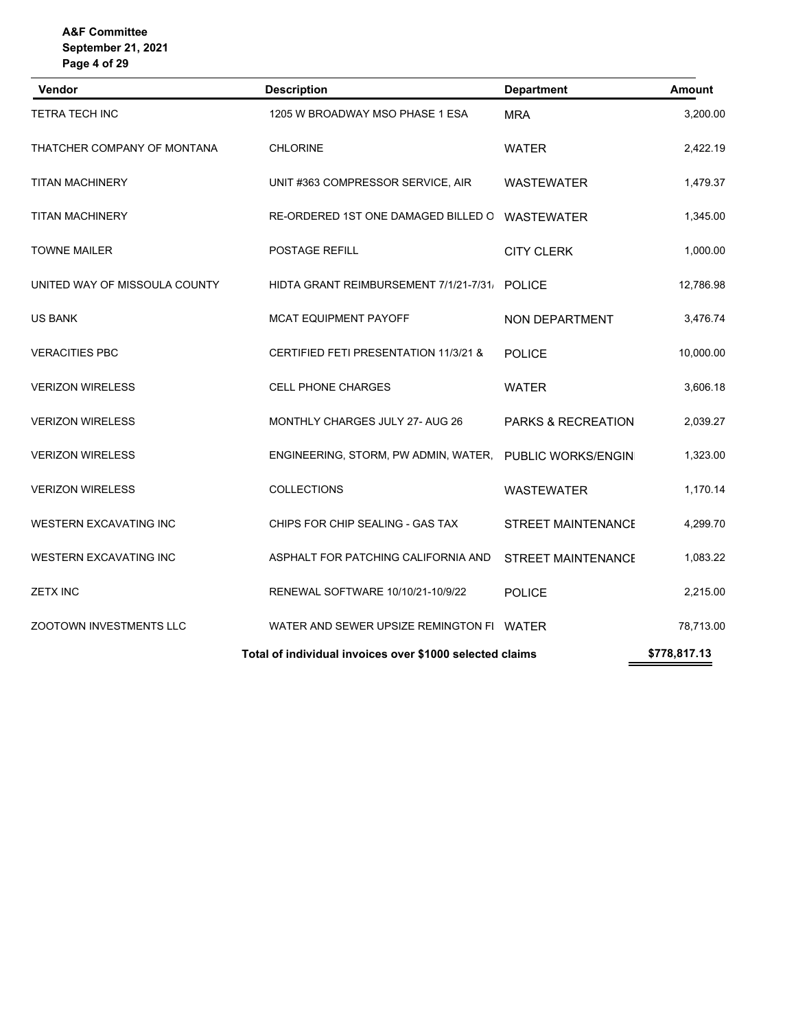| Vendor | Description | Department | Amount |
|---|---|---|---|
| TETRA TECH INC | 1205 W BROADWAY MSO PHASE 1 ESA | MRA | 3,200.00 |
| THATCHER COMPANY OF MONTANA | CHLORINE | WATER | 2,422.19 |
| TITAN MACHINERY | UNIT #363 COMPRESSOR SERVICE, AIR | WASTEWATER | 1,479.37 |
| TITAN MACHINERY | RE-ORDERED 1ST ONE DAMAGED BILLED O | WASTEWATER | 1,345.00 |
| TOWNE MAILER | POSTAGE REFILL | CITY CLERK | 1,000.00 |
| UNITED WAY OF MISSOULA COUNTY | HIDTA GRANT REIMBURSEMENT 7/1/21-7/31/ | POLICE | 12,786.98 |
| US BANK | MCAT EQUIPMENT PAYOFF | NON DEPARTMENT | 3,476.74 |
| VERACITIES PBC | CERTIFIED FETI PRESENTATION 11/3/21 & | POLICE | 10,000.00 |
| VERIZON WIRELESS | CELL PHONE CHARGES | WATER | 3,606.18 |
| VERIZON WIRELESS | MONTHLY CHARGES JULY 27- AUG 26 | PARKS & RECREATION | 2,039.27 |
| VERIZON WIRELESS | ENGINEERING, STORM, PW ADMIN, WATER, | PUBLIC WORKS/ENGIN | 1,323.00 |
| VERIZON WIRELESS | COLLECTIONS | WASTEWATER | 1,170.14 |
| WESTERN EXCAVATING INC | CHIPS FOR CHIP SEALING - GAS TAX | STREET MAINTENANCE | 4,299.70 |
| WESTERN EXCAVATING INC | ASPHALT FOR PATCHING CALIFORNIA AND | STREET MAINTENANCE | 1,083.22 |
| ZETX INC | RENEWAL SOFTWARE 10/10/21-10/9/22 | POLICE | 2,215.00 |
| ZOOTOWN INVESTMENTS LLC | WATER AND SEWER UPSIZE REMINGTON FI | WATER | 78,713.00 |
| | **Total of individual invoices over $1000 selected claims** | | **$778,817.13** |